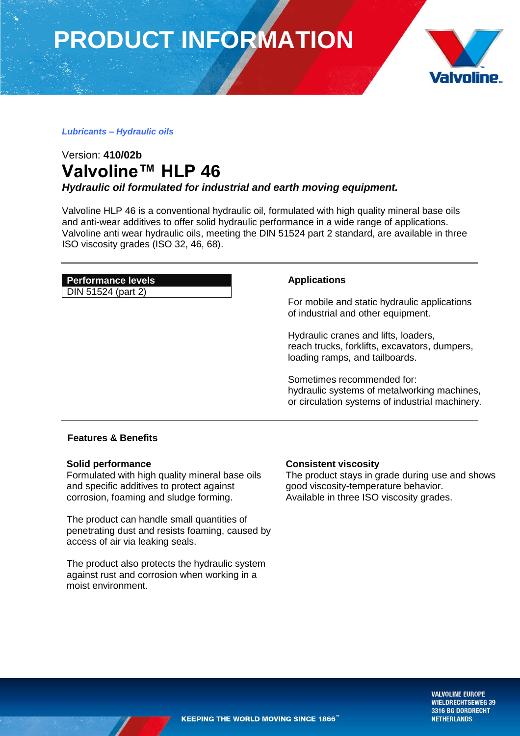# PRODUCT INFORMATION

*Lubricants – Hydraulic oils*

Version: **410/02b**

# Valvoline™ HLP 46

***Hydraulic oil formulated for industrial and earth moving equipment.***

Valvoline HLP 46 is a conventional hydraulic oil, formulated with high quality mineral base oils and anti-wear additives to offer solid hydraulic performance in a wide range of applications. Valvoline anti wear hydraulic oils, meeting the DIN 51524 part 2 standard, are available in three ISO viscosity grades (ISO 32, 46, 68).

| Performance levels |
|---|
| DIN 51524 (part 2) |

### Applications

For mobile and static hydraulic applications of industrial and other equipment.

Hydraulic cranes and lifts, loaders, reach trucks, forklifts, excavators, dumpers, loading ramps, and tailboards.

Sometimes recommended for:
hydraulic systems of metalworking machines, or circulation systems of industrial machinery.

## Features & Benefits

**Solid performance**
Formulated with high quality mineral base oils and specific additives to protect against corrosion, foaming and sludge forming.

The product can handle small quantities of penetrating dust and resists foaming, caused by access of air via leaking seals.

The product also protects the hydraulic system against rust and corrosion when working in a moist environment.

**Consistent viscosity**
The product stays in grade during use and shows good viscosity-temperature behavior.
Available in three ISO viscosity grades.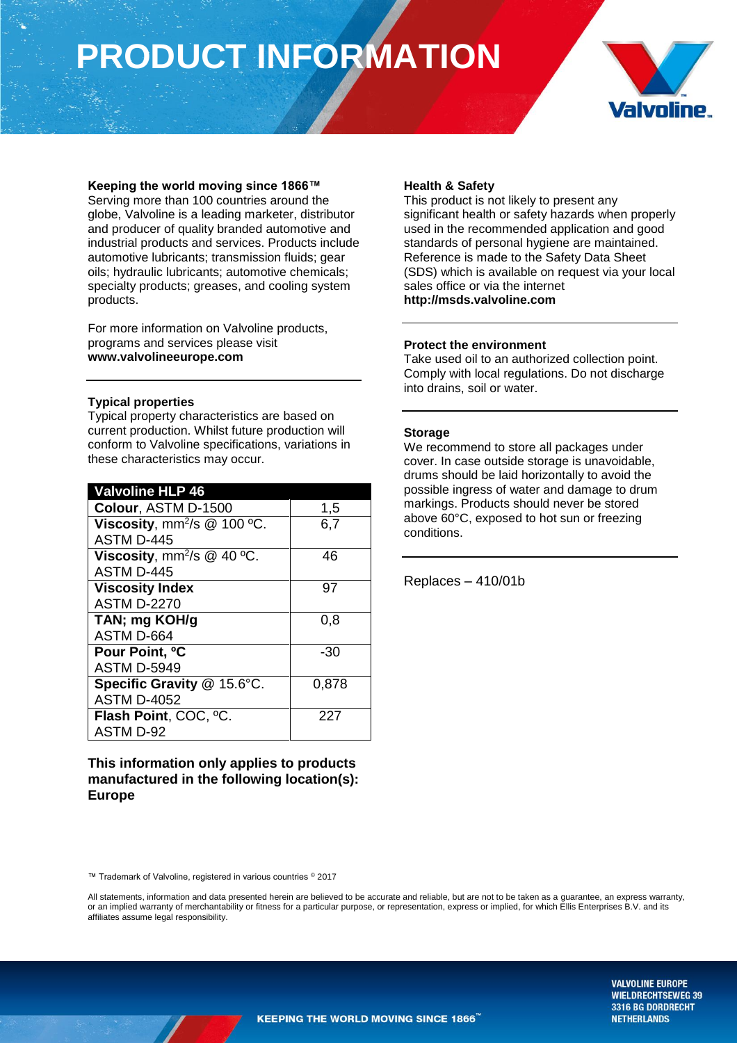# PRODUCT INFORMATION

### Keeping the world moving since 1866™

Serving more than 100 countries around the globe, Valvoline is a leading marketer, distributor and producer of quality branded automotive and industrial products and services. Products include automotive lubricants; transmission fluids; gear oils; hydraulic lubricants; automotive chemicals; specialty products; greases, and cooling system products.

For more information on Valvoline products, programs and services please visit **www.valvolineeurope.com**

### Typical properties

Typical property characteristics are based on current production. Whilst future production will conform to Valvoline specifications, variations in these characteristics may occur.

| Valvoline HLP 46 | |
|---|---|
| **Colour**, ASTM D-1500 | 1,5 |
| **Viscosity**, $mm^2/s$ @ 100 ºC. ASTM D-445 | 6,7 |
| **Viscosity**, $mm^2/s$ @ 40 ºC. ASTM D-445 | 46 |
| **Viscosity Index** ASTM D-2270 | 97 |
| **TAN; mg KOH/g** ASTM D-664 | 0,8 |
| **Pour Point, ºC** ASTM D-5949 | -30 |
| **Specific Gravity** @ 15.6°C. ASTM D-4052 | 0,878 |
| **Flash Point**, COC, ºC. ASTM D-92 | 227 |

**This information only applies to products manufactured in the following location(s): Europe**

### Health & Safety

This product is not likely to present any significant health or safety hazards when properly used in the recommended application and good standards of personal hygiene are maintained. Reference is made to the Safety Data Sheet (SDS) which is available on request via your local sales office or via the internet **http://msds.valvoline.com**

### Protect the environment

Take used oil to an authorized collection point. Comply with local regulations. Do not discharge into drains, soil or water.

### Storage

We recommend to store all packages under cover. In case outside storage is unavoidable, drums should be laid horizontally to avoid the possible ingress of water and damage to drum markings. Products should never be stored above 60°C, exposed to hot sun or freezing conditions.

Replaces – 410/01b

™ Trademark of Valvoline, registered in various countries © 2017

All statements, information and data presented herein are believed to be accurate and reliable, but are not to be taken as a guarantee, an express warranty, or an implied warranty of merchantability or fitness for a particular purpose, or representation, express or implied, for which Ellis Enterprises B.V. and its affiliates assume legal responsibility.

KEEPING THE WORLD MOVING SINCE 1866™

VALVOLINE EUROPE
WIELDRECHTSEWEG 39
3316 BG DORDRECHT
NETHERLANDS